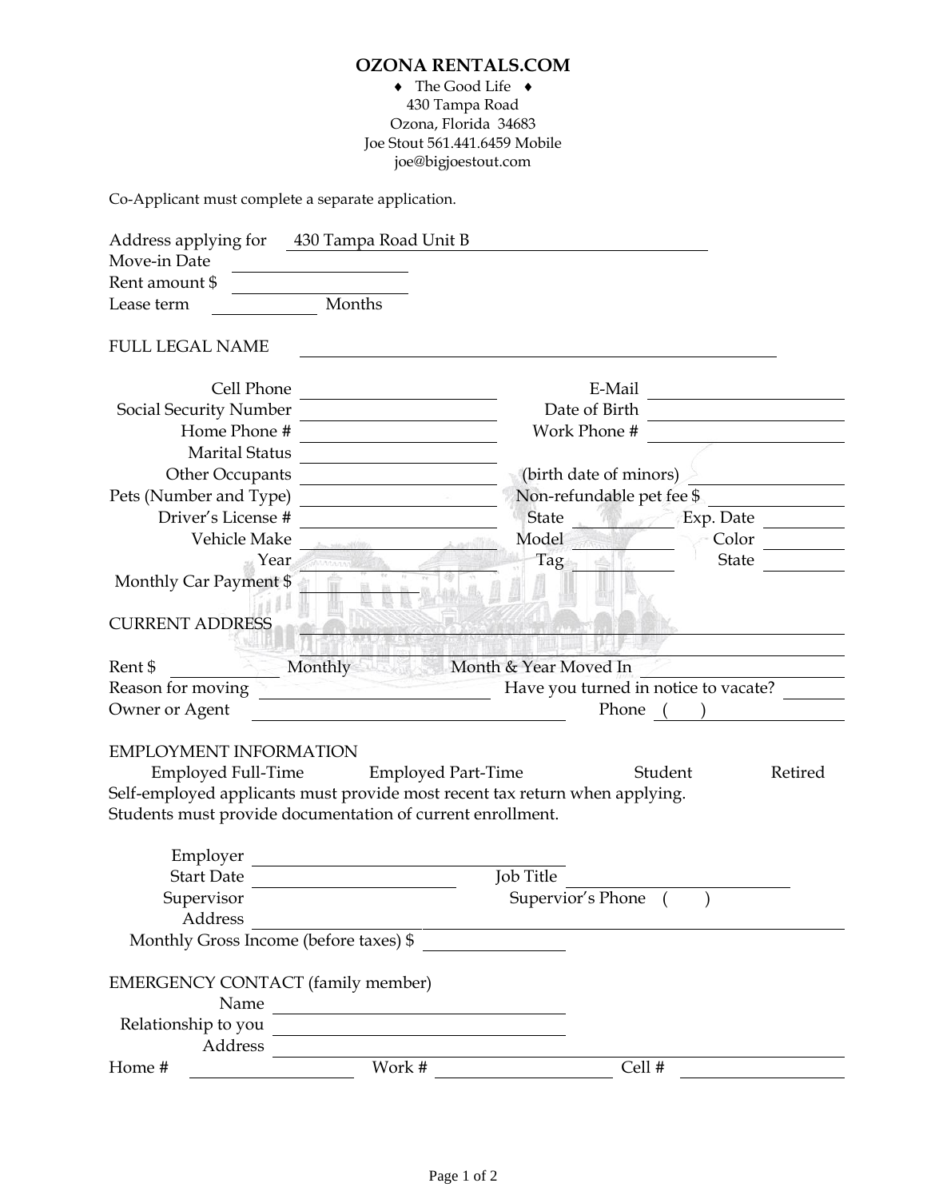# OZONA RENTALS.COM

♦ The Good Life ♦
430 Tampa Road
Ozona, Florida 34683
Joe Stout 561.441.6459 Mobile
joe@bigjoestout.com

Co-Applicant must complete a separate application.

Address applying for 430 Tampa Road Unit B
Move-in Date ______________
Rent amount $ ______________
Lease term __________ Months

FULL LEGAL NAME ______________________________

Cell Phone ______________ E-Mail ______________
Social Security Number ______________ Date of Birth ______________
Home Phone # ______________ Work Phone # ______________
Marital Status ______________
Other Occupants ______________ (birth date of minors) ______________
Pets (Number and Type) ______________ Non-refundable pet fee $ ______________
Driver's License # ______________ State __________ Exp. Date __________
Vehicle Make ______________ Model __________ Color __________
Year ______________ Tag __________ State __________
Monthly Car Payment $ ______________

CURRENT ADDRESS ______________________________
______________________________

Rent $ __________ Monthly Month & Year Moved In ______________
Reason for moving ______________ Have you turned in notice to vacate? ______
Owner or Agent ______________ Phone ( ) ______________

EMPLOYMENT INFORMATION

Employed Full-Time Employed Part-Time Student Retired

Self-employed applicants must provide most recent tax return when applying.
Students must provide documentation of current enrollment.

Employer ______________
Start Date ______________ Job Title ______________
Supervisor ______________ Supervisor's Phone ( ) ______________
Address ______________________________
Monthly Gross Income (before taxes) $ ______________

EMERGENCY CONTACT (family member)

Name ______________
Relationship to you ______________
Address ______________________________
Home # ______________ Work # ______________ Cell # ______________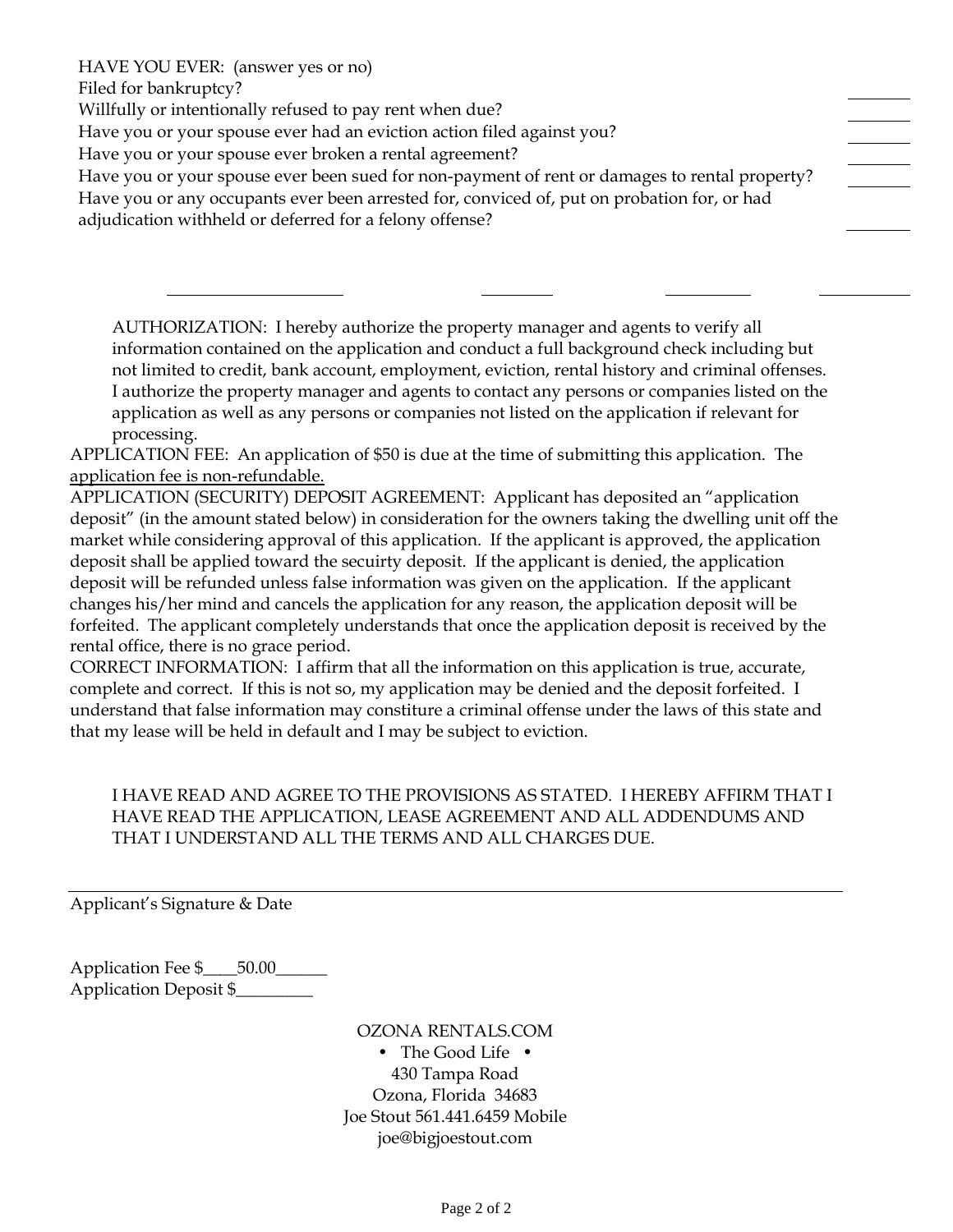HAVE YOU EVER: (answer yes or no)

Filed for bankruptcy? \_\_\_\_\_\_\_\_

Willfully or intentionally refused to pay rent when due? \_\_\_\_\_\_\_\_

Have you or your spouse ever had an eviction action filed against you? \_\_\_\_\_\_\_\_

Have you or your spouse ever broken a rental agreement? \_\_\_\_\_\_\_\_

Have you or your spouse ever been sued for non-payment of rent or damages to rental property? \_\_\_\_\_\_\_\_

Have you or any occupants ever been arrested for, conviced of, put on probation for, or had adjudication withheld or deferred for a felony offense? \_\_\_\_\_\_\_\_

\_\_\_\_\_\_\_\_\_\_\_\_\_\_\_\_\_\_\_\_ \_\_\_\_\_\_\_\_ \_\_\_\_\_\_\_\_\_\_ \_\_\_\_\_\_\_\_\_\_

AUTHORIZATION: I hereby authorize the property manager and agents to verify all information contained on the application and conduct a full background check including but not limited to credit, bank account, employment, eviction, rental history and criminal offenses. I authorize the property manager and agents to contact any persons or companies listed on the application as well as any persons or companies not listed on the application if relevant for processing.

APPLICATION FEE: An application of $50 is due at the time of submitting this application. The <u>application fee is non-refundable.</u>

APPLICATION (SECURITY) DEPOSIT AGREEMENT: Applicant has deposited an "application deposit" (in the amount stated below) in consideration for the owners taking the dwelling unit off the market while considering approval of this application. If the applicant is approved, the application deposit shall be applied toward the secuirty deposit. If the applicant is denied, the application deposit will be refunded unless false information was given on the application. If the applicant changes his/her mind and cancels the application for any reason, the application deposit will be forfeited. The applicant completely understands that once the application deposit is received by the rental office, there is no grace period.

CORRECT INFORMATION: I affirm that all the information on this application is true, accurate, complete and correct. If this is not so, my application may be denied and the deposit forfeited. I understand that false information may constiture a criminal offense under the laws of this state and that my lease will be held in default and I may be subject to eviction.

I HAVE READ AND AGREE TO THE PROVISIONS AS STATED. I HEREBY AFFIRM THAT I HAVE READ THE APPLICATION, LEASE AGREEMENT AND ALL ADDENDUMS AND THAT I UNDERSTAND ALL THE TERMS AND ALL CHARGES DUE.

\_\_\_\_\_\_\_\_\_\_\_\_\_\_\_\_\_\_\_\_\_\_\_\_\_\_\_\_\_\_\_\_\_\_\_\_\_\_\_\_\_\_\_\_\_\_\_\_\_\_\_\_\_\_\_\_

Applicant's Signature & Date

Application Fee $\_\_\_\_50.00\_\_\_\_\_\_

Application Deposit $\_\_\_\_\_\_\_\_\_

OZONA RENTALS.COM

• The Good Life •

430 Tampa Road

Ozona, Florida 34683

Joe Stout 561.441.6459 Mobile

joe@bigjoestout.com